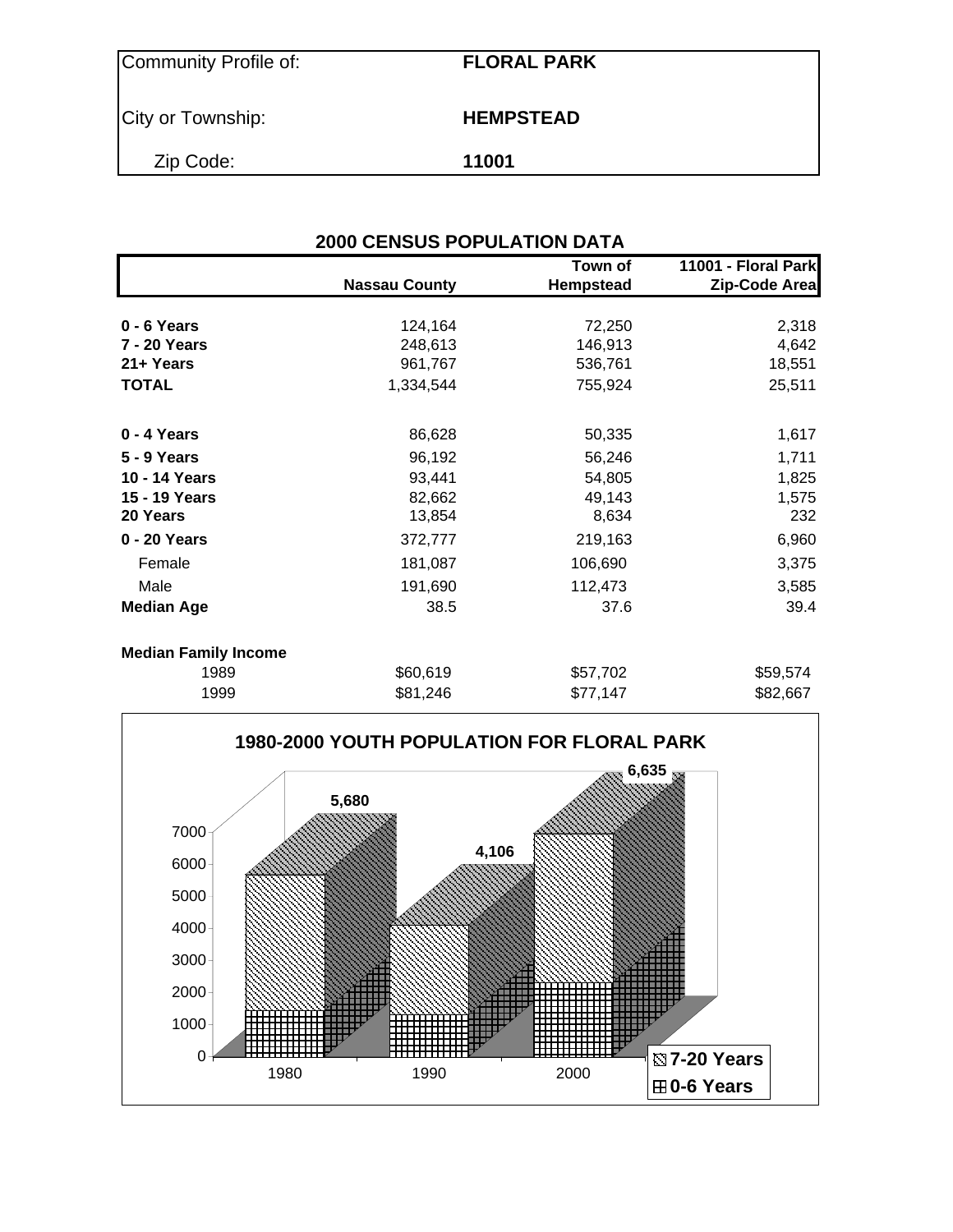| Community Profile of: | FLORAL PARK |
|---|---|
| City or Township: | HEMPSTEAD |
| Zip Code: | 11001 |

## 2000 CENSUS POPULATION DATA

| | Nassau County | Town of Hempstead | 11001 - Floral Park Zip-Code Area |
|---|---|---|---|
| **0 - 6 Years** | 124,164 | 72,250 | 2,318 |
| **7 - 20 Years** | 248,613 | 146,913 | 4,642 |
| **21+ Years** | 961,767 | 536,761 | 18,551 |
| **TOTAL** | 1,334,544 | 755,924 | 25,511 |
| **0 - 4 Years** | 86,628 | 50,335 | 1,617 |
| **5 - 9 Years** | 96,192 | 56,246 | 1,711 |
| **10 - 14 Years** | 93,441 | 54,805 | 1,825 |
| **15 - 19 Years** | 82,662 | 49,143 | 1,575 |
| **20 Years** | 13,854 | 8,634 | 232 |
| **0 - 20 Years** | 372,777 | 219,163 | 6,960 |
| Female | 181,087 | 106,690 | 3,375 |
| Male | 191,690 | 112,473 | 3,585 |
| **Median Age** | 38.5 | 37.6 | 39.4 |
| **Median Family Income** | | | |
| 1989 | $60,619 | $57,702 | $59,574 |
| 1999 | $81,246 | $77,147 | $82,667 |

**1980-2000 YOUTH POPULATION FOR FLORAL PARK**

| Year | Total (0-20 Years) |
|---|---|
| 1980 | 5,680 |
| 1990 | 4,106 |
| 2000 | 6,635 |

Legend: 7-20 Years; 0-6 Years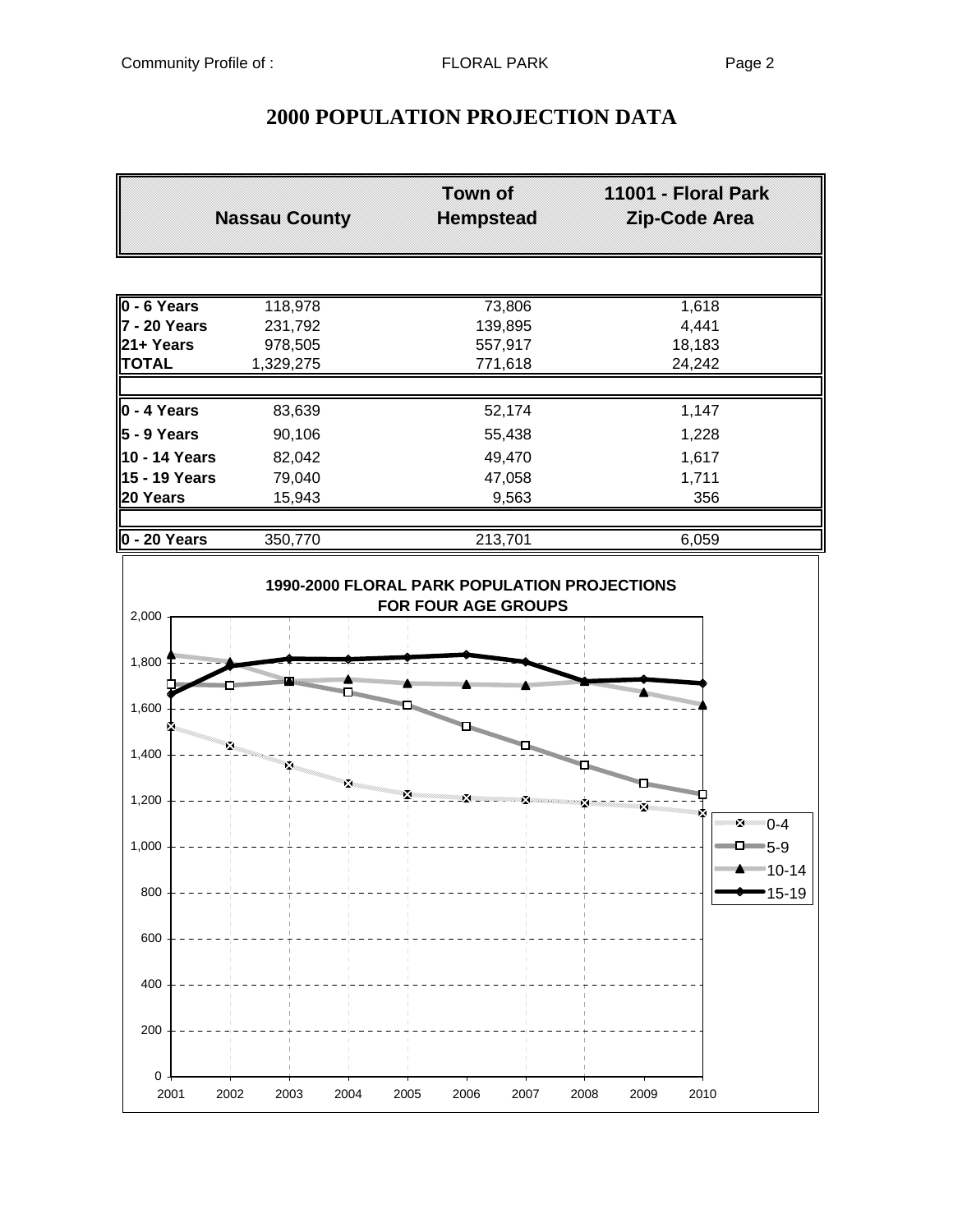# 2000 POPULATION PROJECTION DATA

| | Nassau County | Town of Hempstead | 11001 - Floral Park Zip-Code Area |
|---|---|---|---|
| **0 - 6 Years** | 118,978 | 73,806 | 1,618 |
| **7 - 20 Years** | 231,792 | 139,895 | 4,441 |
| **21+ Years** | 978,505 | 557,917 | 18,183 |
| **TOTAL** | 1,329,275 | 771,618 | 24,242 |
| | | | |
| **0 - 4 Years** | 83,639 | 52,174 | 1,147 |
| **5 - 9 Years** | 90,106 | 55,438 | 1,228 |
| **10 - 14 Years** | 82,042 | 49,470 | 1,617 |
| **15 - 19 Years** | 79,040 | 47,058 | 1,711 |
| **20 Years** | 15,943 | 9,563 | 356 |
| | | | |
| **0 - 20 Years** | 350,770 | 213,701 | 6,059 |

**1990-2000 FLORAL PARK POPULATION PROJECTIONS FOR FOUR AGE GROUPS**

Legend: 0-4, 5-9, 10-14, 15-19

Y-axis: 0, 200, 400, 600, 800, 1,000, 1,200, 1,400, 1,600, 1,800, 2,000

X-axis: 2001, 2002, 2003, 2004, 2005, 2006, 2007, 2008, 2009, 2010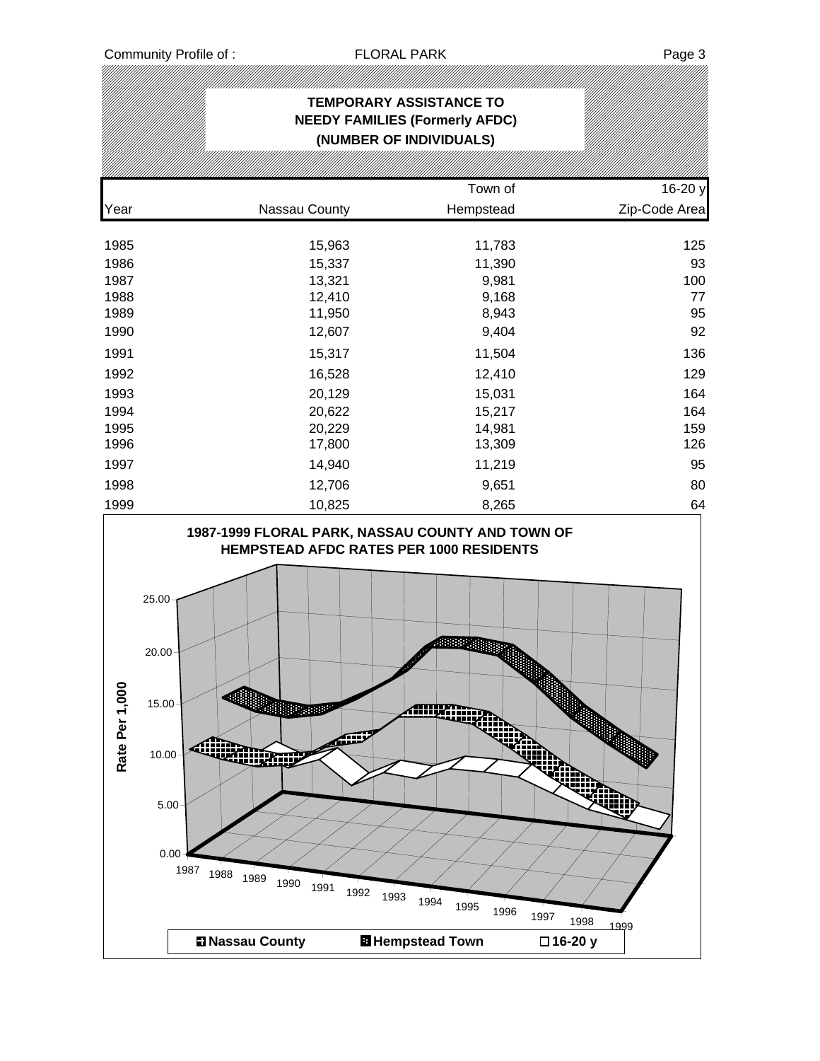## TEMPORARY ASSISTANCE TO NEEDY FAMILIES (Formerly AFDC) (NUMBER OF INDIVIDUALS)

| Year | Nassau County | Town of Hempstead | 16-20 y Zip-Code Area |
|---|---|---|---|
| 1985 | 15,963 | 11,783 | 125 |
| 1986 | 15,337 | 11,390 | 93 |
| 1987 | 13,321 | 9,981 | 100 |
| 1988 | 12,410 | 9,168 | 77 |
| 1989 | 11,950 | 8,943 | 95 |
| 1990 | 12,607 | 9,404 | 92 |
| 1991 | 15,317 | 11,504 | 136 |
| 1992 | 16,528 | 12,410 | 129 |
| 1993 | 20,129 | 15,031 | 164 |
| 1994 | 20,622 | 15,217 | 164 |
| 1995 | 20,229 | 14,981 | 159 |
| 1996 | 17,800 | 13,309 | 126 |
| 1997 | 14,940 | 11,219 | 95 |
| 1998 | 12,706 | 9,651 | 80 |
| 1999 | 10,825 | 8,265 | 64 |

**1987-1999 FLORAL PARK, NASSAU COUNTY AND TOWN OF HEMPSTEAD AFDC RATES PER 1000 RESIDENTS**

Rate Per 1,000: 0.00, 5.00, 10.00, 15.00, 20.00, 25.00

Years: 1987, 1988, 1989, 1990, 1991, 1992, 1993, 1994, 1995, 1996, 1997, 1998, 1999

Legend: Nassau County, Hempstead Town, 16-20 y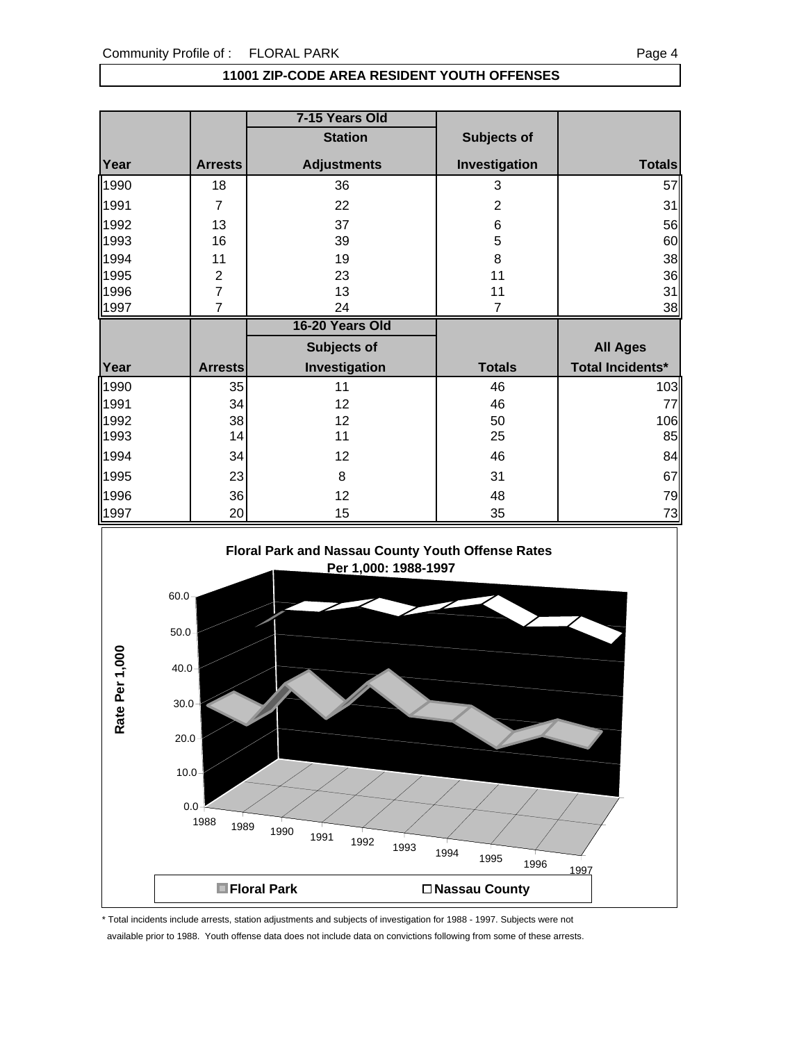## 11001 ZIP-CODE AREA RESIDENT YOUTH OFFENSES

| | 7-15 Years Old | | | |
|---|---|---|---|---|
| Year | Arrests | Station Adjustments | Subjects of Investigation | Totals |
| 1990 | 18 | 36 | 3 | 57 |
| 1991 | 7 | 22 | 2 | 31 |
| 1992 | 13 | 37 | 6 | 56 |
| 1993 | 16 | 39 | 5 | 60 |
| 1994 | 11 | 19 | 8 | 38 |
| 1995 | 2 | 23 | 11 | 36 |
| 1996 | 7 | 13 | 11 | 31 |
| 1997 | 7 | 24 | 7 | 38 |

| | 16-20 Years Old | | | |
|---|---|---|---|---|
| Year | Arrests | Subjects of Investigation | Totals | All Ages Total Incidents* |
| 1990 | 35 | 11 | 46 | 103 |
| 1991 | 34 | 12 | 46 | 77 |
| 1992 | 38 | 12 | 50 | 106 |
| 1993 | 14 | 11 | 25 | 85 |
| 1994 | 34 | 12 | 46 | 84 |
| 1995 | 23 | 8 | 31 | 67 |
| 1996 | 36 | 12 | 48 | 79 |
| 1997 | 20 | 15 | 35 | 73 |

**Floral Park and Nassau County Youth Offense Rates Per 1,000: 1988-1997**

Rate Per 1,000

Floral Park / Nassau County

\* Total incidents include arrests, station adjustments and subjects of investigation for 1988 - 1997. Subjects were not available prior to 1988. Youth offense data does not include data on convictions following from some of these arrests.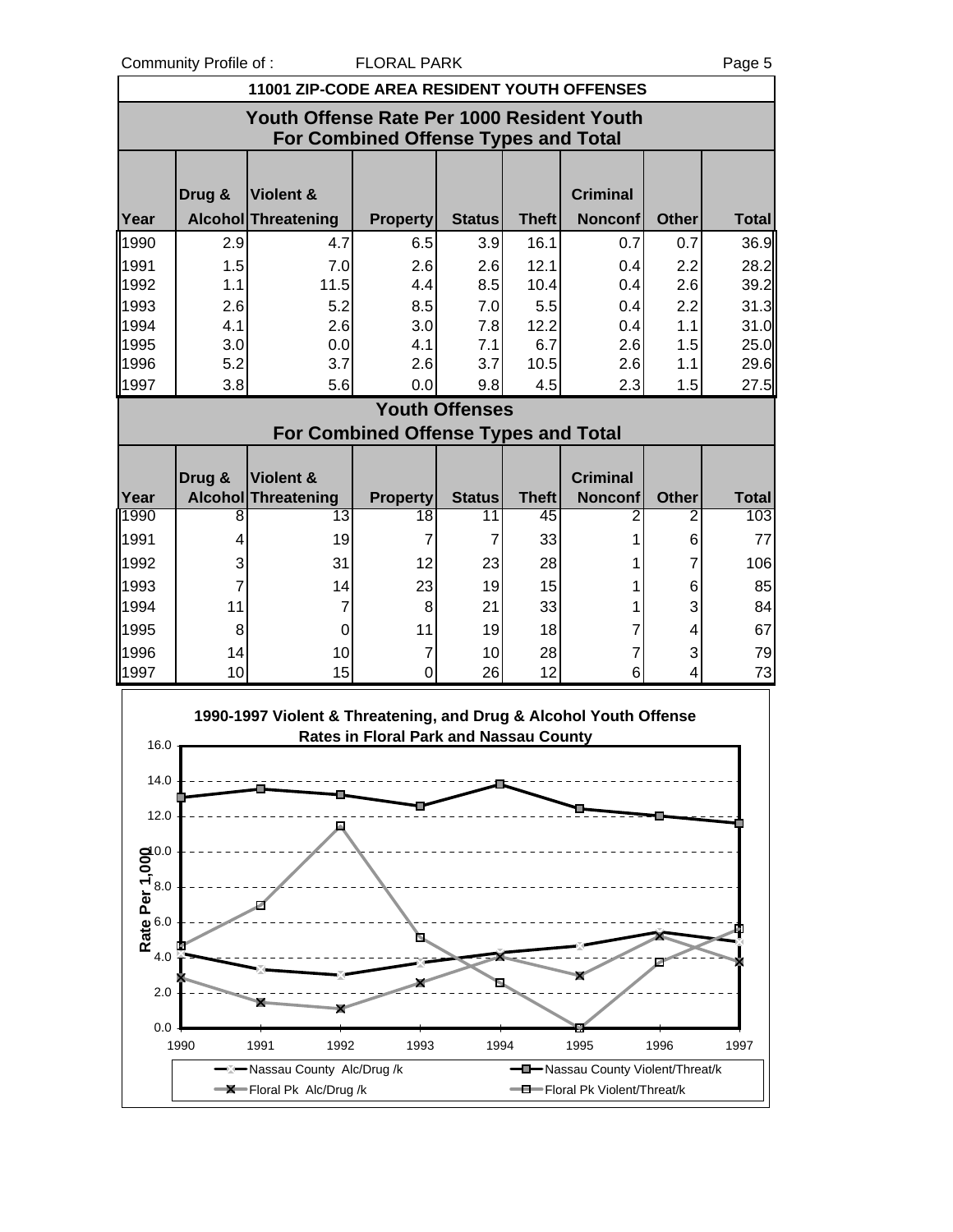## 11001 ZIP-CODE AREA RESIDENT YOUTH OFFENSES

### Youth Offense Rate Per 1000 Resident Youth For Combined Offense Types and Total

| Year | Drug & Alcohol | Violent & Threatening | Property | Status | Theft | Criminal Nonconf | Other | Total |
|---|---|---|---|---|---|---|---|---|
| 1990 | 2.9 | 4.7 | 6.5 | 3.9 | 16.1 | 0.7 | 0.7 | 36.9 |
| 1991 | 1.5 | 7.0 | 2.6 | 2.6 | 12.1 | 0.4 | 2.2 | 28.2 |
| 1992 | 1.1 | 11.5 | 4.4 | 8.5 | 10.4 | 0.4 | 2.6 | 39.2 |
| 1993 | 2.6 | 5.2 | 8.5 | 7.0 | 5.5 | 0.4 | 2.2 | 31.3 |
| 1994 | 4.1 | 2.6 | 3.0 | 7.8 | 12.2 | 0.4 | 1.1 | 31.0 |
| 1995 | 3.0 | 0.0 | 4.1 | 7.1 | 6.7 | 2.6 | 1.5 | 25.0 |
| 1996 | 5.2 | 3.7 | 2.6 | 3.7 | 10.5 | 2.6 | 1.1 | 29.6 |
| 1997 | 3.8 | 5.6 | 0.0 | 9.8 | 4.5 | 2.3 | 1.5 | 27.5 |

### Youth Offenses For Combined Offense Types and Total

| Year | Drug & Alcohol | Violent & Threatening | Property | Status | Theft | Criminal Nonconf | Other | Total |
|---|---|---|---|---|---|---|---|---|
| 1990 | 8 | 13 | 18 | 11 | 45 | 2 | 2 | 103 |
| 1991 | 4 | 19 | 7 | 7 | 33 | 1 | 6 | 77 |
| 1992 | 3 | 31 | 12 | 23 | 28 | 1 | 7 | 106 |
| 1993 | 7 | 14 | 23 | 19 | 15 | 1 | 6 | 85 |
| 1994 | 11 | 7 | 8 | 21 | 33 | 1 | 3 | 84 |
| 1995 | 8 | 0 | 11 | 19 | 18 | 7 | 4 | 67 |
| 1996 | 14 | 10 | 7 | 10 | 28 | 7 | 3 | 79 |
| 1997 | 10 | 15 | 0 | 26 | 12 | 6 | 4 | 73 |

**1990-1997 Violent & Threatening, and Drug & Alcohol Youth Offense Rates in Floral Park and Nassau County**

Legend: Nassau County Alc/Drug /k; Nassau County Violent/Threat/k; Floral Pk Alc/Drug /k; Floral Pk Violent/Threat/k

Y-axis: Rate Per 1,000 (0.0–16.0); X-axis: 1990–1997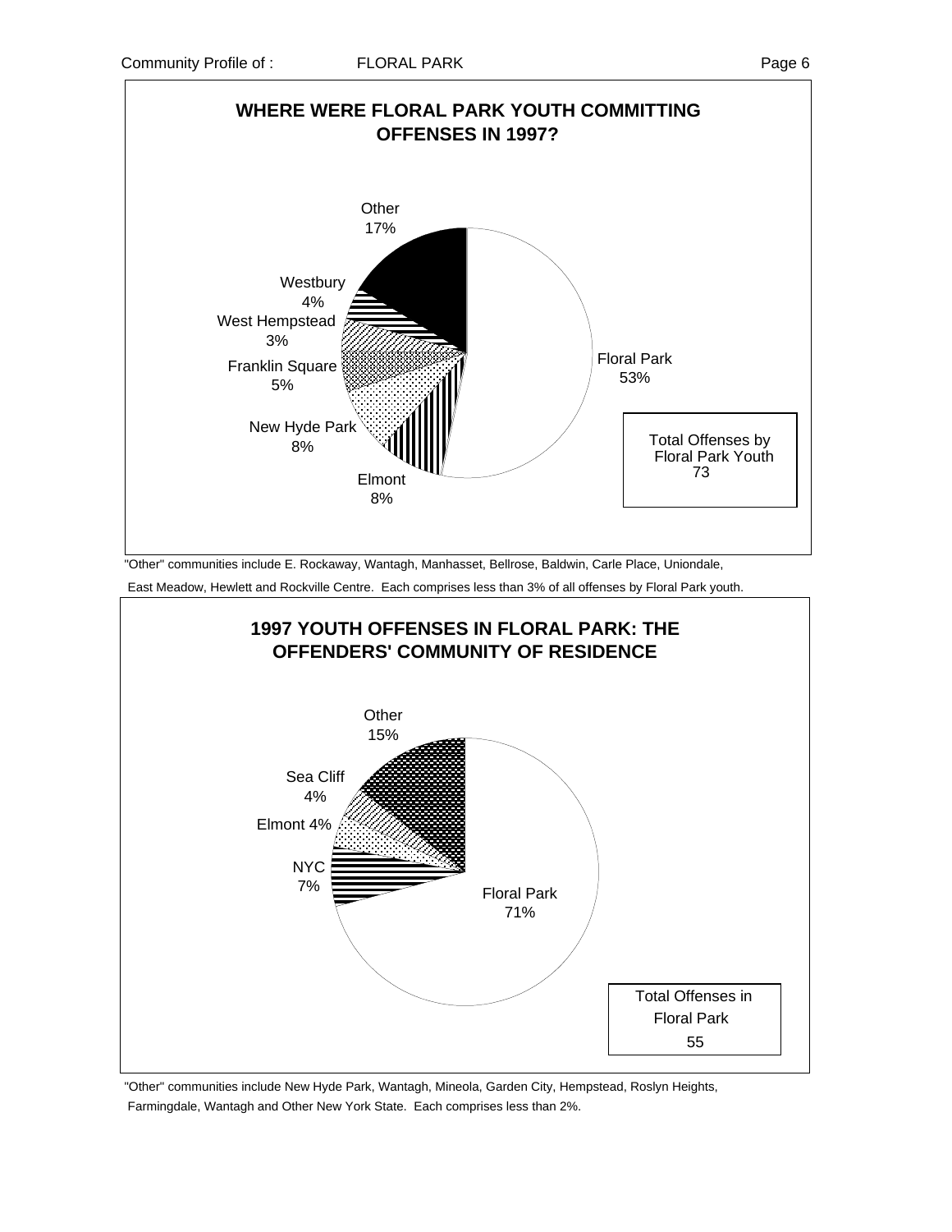## WHERE WERE FLORAL PARK YOUTH COMMITTING OFFENSES IN 1997?

| Community | Percent |
|---|---|
| Floral Park | 53% |
| Elmont | 8% |
| New Hyde Park | 8% |
| Franklin Square | 5% |
| West Hempstead | 3% |
| Westbury | 4% |
| Other | 17% |

Total Offenses by Floral Park Youth 73

"Other" communities include E. Rockaway, Wantagh, Manhasset, Bellrose, Baldwin, Carle Place, Uniondale, East Meadow, Hewlett and Rockville Centre. Each comprises less than 3% of all offenses by Floral Park youth.

## 1997 YOUTH OFFENSES IN FLORAL PARK: THE OFFENDERS' COMMUNITY OF RESIDENCE

| Community | Percent |
|---|---|
| Floral Park | 71% |
| NYC | 7% |
| Elmont | 4% |
| Sea Cliff | 4% |
| Other | 15% |

Total Offenses in Floral Park 55

"Other" communities include New Hyde Park, Wantagh, Mineola, Garden City, Hempstead, Roslyn Heights, Farmingdale, Wantagh and Other New York State. Each comprises less than 2%.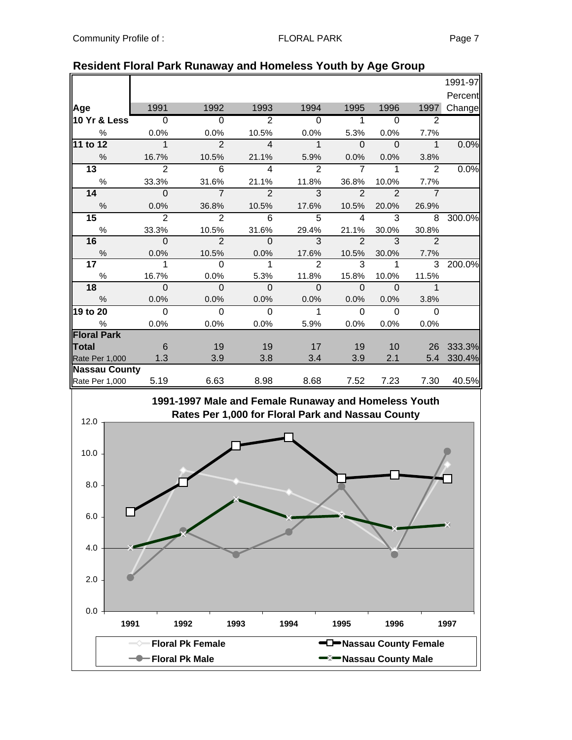## Resident Floral Park Runaway and Homeless Youth by Age Group

| Age | 1991 | 1992 | 1993 | 1994 | 1995 | 1996 | 1997 | 1991-97 Percent Change |
|---|---|---|---|---|---|---|---|---|
| **10 Yr & Less** | 0 | 0 | 2 | 0 | 1 | 0 | 2 | |
| % | 0.0% | 0.0% | 10.5% | 0.0% | 5.3% | 0.0% | 7.7% | |
| **11 to 12** | 1 | 2 | 4 | 1 | 0 | 0 | 1 | 0.0% |
| % | 16.7% | 10.5% | 21.1% | 5.9% | 0.0% | 0.0% | 3.8% | |
| **13** | 2 | 6 | 4 | 2 | 7 | 1 | 2 | 0.0% |
| % | 33.3% | 31.6% | 21.1% | 11.8% | 36.8% | 10.0% | 7.7% | |
| **14** | 0 | 7 | 2 | 3 | 2 | 2 | 7 | |
| % | 0.0% | 36.8% | 10.5% | 17.6% | 10.5% | 20.0% | 26.9% | |
| **15** | 2 | 2 | 6 | 5 | 4 | 3 | 8 | 300.0% |
| % | 33.3% | 10.5% | 31.6% | 29.4% | 21.1% | 30.0% | 30.8% | |
| **16** | 0 | 2 | 0 | 3 | 2 | 3 | 2 | |
| % | 0.0% | 10.5% | 0.0% | 17.6% | 10.5% | 30.0% | 7.7% | |
| **17** | 1 | 0 | 1 | 2 | 3 | 1 | 3 | 200.0% |
| % | 16.7% | 0.0% | 5.3% | 11.8% | 15.8% | 10.0% | 11.5% | |
| **18** | 0 | 0 | 0 | 0 | 0 | 0 | 1 | |
| % | 0.0% | 0.0% | 0.0% | 0.0% | 0.0% | 0.0% | 3.8% | |
| **19 to 20** | 0 | 0 | 0 | 1 | 0 | 0 | 0 | |
| % | 0.0% | 0.0% | 0.0% | 5.9% | 0.0% | 0.0% | 0.0% | |
| **Floral Park** | | | | | | | | |
| **Total** | 6 | 19 | 19 | 17 | 19 | 10 | 26 | 333.3% |
| Rate Per 1,000 | 1.3 | 3.9 | 3.8 | 3.4 | 3.9 | 2.1 | 5.4 | 330.4% |
| **Nassau County** | | | | | | | | |
| Rate Per 1,000 | 5.19 | 6.63 | 8.98 | 8.68 | 7.52 | 7.23 | 7.30 | 40.5% |

**1991-1997 Male and Female Runaway and Homeless Youth Rates Per 1,000 for Floral Park and Nassau County**

Legend: Floral Pk Female; Floral Pk Male; Nassau County Female; Nassau County Male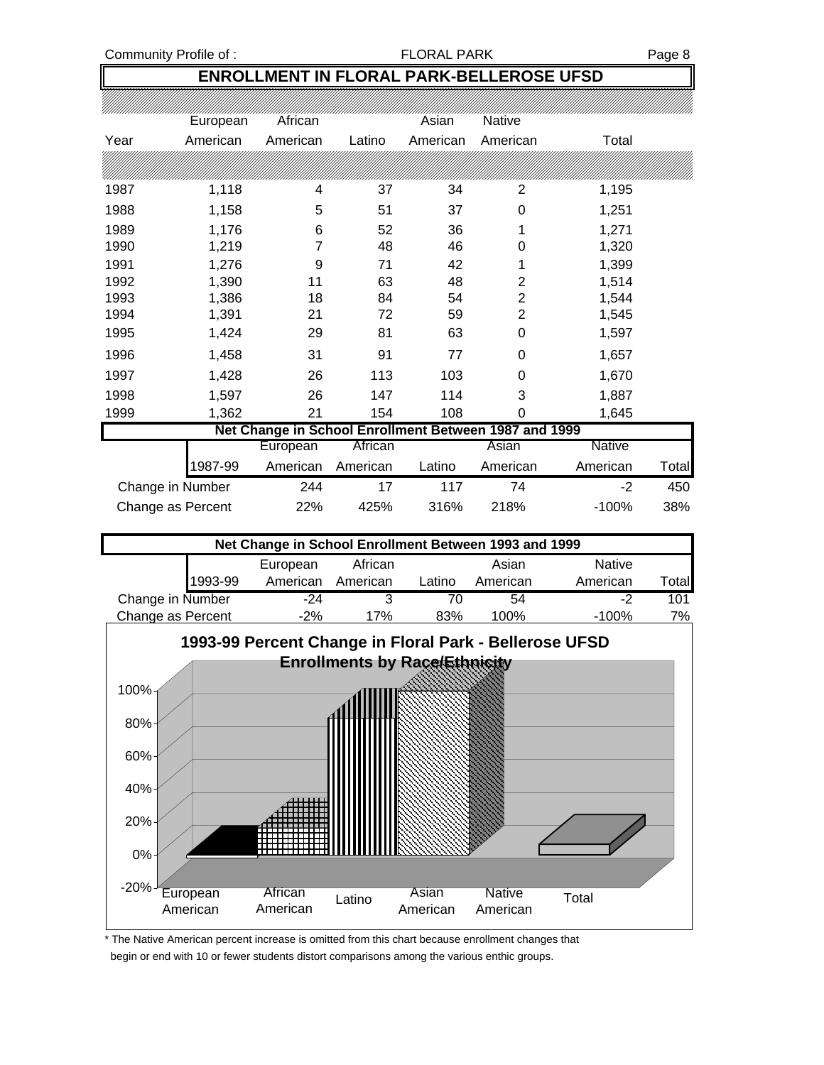# ENROLLMENT IN FLORAL PARK-BELLEROSE UFSD

| Year | European American | African American | Latino | Asian American | Native American | Total |
|---|---|---|---|---|---|---|
| 1987 | 1,118 | 4 | 37 | 34 | 2 | 1,195 |
| 1988 | 1,158 | 5 | 51 | 37 | 0 | 1,251 |
| 1989 | 1,176 | 6 | 52 | 36 | 1 | 1,271 |
| 1990 | 1,219 | 7 | 48 | 46 | 0 | 1,320 |
| 1991 | 1,276 | 9 | 71 | 42 | 1 | 1,399 |
| 1992 | 1,390 | 11 | 63 | 48 | 2 | 1,514 |
| 1993 | 1,386 | 18 | 84 | 54 | 2 | 1,544 |
| 1994 | 1,391 | 21 | 72 | 59 | 2 | 1,545 |
| 1995 | 1,424 | 29 | 81 | 63 | 0 | 1,597 |
| 1996 | 1,458 | 31 | 91 | 77 | 0 | 1,657 |
| 1997 | 1,428 | 26 | 113 | 103 | 0 | 1,670 |
| 1998 | 1,597 | 26 | 147 | 114 | 3 | 1,887 |
| 1999 | 1,362 | 21 | 154 | 108 | 0 | 1,645 |

## Net Change in School Enrollment Between 1987 and 1999

| 1987-99 | European American | African American | Latino | Asian American | Native American | Total |
|---|---|---|---|---|---|---|
| Change in Number | 244 | 17 | 117 | 74 | -2 | 450 |
| Change as Percent | 22% | 425% | 316% | 218% | -100% | 38% |

## Net Change in School Enrollment Between 1993 and 1999

| 1993-99 | European American | African American | Latino | Asian American | Native American | Total |
|---|---|---|---|---|---|---|
| Change in Number | -24 | 3 | 70 | 54 | -2 | 101 |
| Change as Percent | -2% | 17% | 83% | 100% | -100% | 7% |

## 1993-99 Percent Change in Floral Park - Bellerose UFSD Enrollments by Race/Ethnicity

| | European American | African American | Latino | Asian American | Native American | Total |
|---|---|---|---|---|---|---|
| Percent Change | -2% | 17% | 83% | 100% | | 7% |

\* The Native American percent increase is omitted from this chart because enrollment changes that begin or end with 10 or fewer students distort comparisons among the various enthic groups.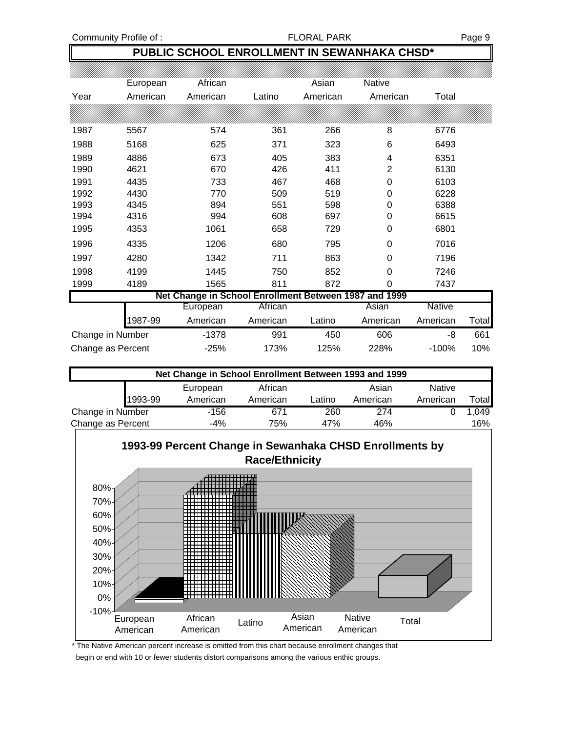## PUBLIC SCHOOL ENROLLMENT IN SEWANHAKA CHSD*

| Year | European American | African American | Latino | Asian American | Native American | Total |
|---|---|---|---|---|---|---|
| 1987 | 5567 | 574 | 361 | 266 | 8 | 6776 |
| 1988 | 5168 | 625 | 371 | 323 | 6 | 6493 |
| 1989 | 4886 | 673 | 405 | 383 | 4 | 6351 |
| 1990 | 4621 | 670 | 426 | 411 | 2 | 6130 |
| 1991 | 4435 | 733 | 467 | 468 | 0 | 6103 |
| 1992 | 4430 | 770 | 509 | 519 | 0 | 6228 |
| 1993 | 4345 | 894 | 551 | 598 | 0 | 6388 |
| 1994 | 4316 | 994 | 608 | 697 | 0 | 6615 |
| 1995 | 4353 | 1061 | 658 | 729 | 0 | 6801 |
| 1996 | 4335 | 1206 | 680 | 795 | 0 | 7016 |
| 1997 | 4280 | 1342 | 711 | 863 | 0 | 7196 |
| 1998 | 4199 | 1445 | 750 | 852 | 0 | 7246 |
| 1999 | 4189 | 1565 | 811 | 872 | 0 | 7437 |

**Net Change in School Enrollment Between 1987 and 1999**

| 1987-99 | European American | African American | Latino | Asian American | Native American | Total |
|---|---|---|---|---|---|---|
| Change in Number | -1378 | 991 | 450 | 606 | -8 | 661 |
| Change as Percent | -25% | 173% | 125% | 228% | -100% | 10% |

**Net Change in School Enrollment Between 1993 and 1999**

| 1993-99 | European American | African American | Latino | Asian American | Native American | Total |
|---|---|---|---|---|---|---|
| Change in Number | -156 | 671 | 260 | 274 | 0 | 1,049 |
| Change as Percent | -4% | 75% | 47% | 46% | | 16% |

**1993-99 Percent Change in Sewanhaka CHSD Enrollments by Race/Ethnicity**

| European American | African American | Latino | Asian American | Native American | Total |
|---|---|---|---|---|---|
| -4% | 75% | 47% | 46% | | 16% |

\* The Native American percent increase is omitted from this chart because enrollment changes that begin or end with 10 or fewer students distort comparisons among the various enthic groups.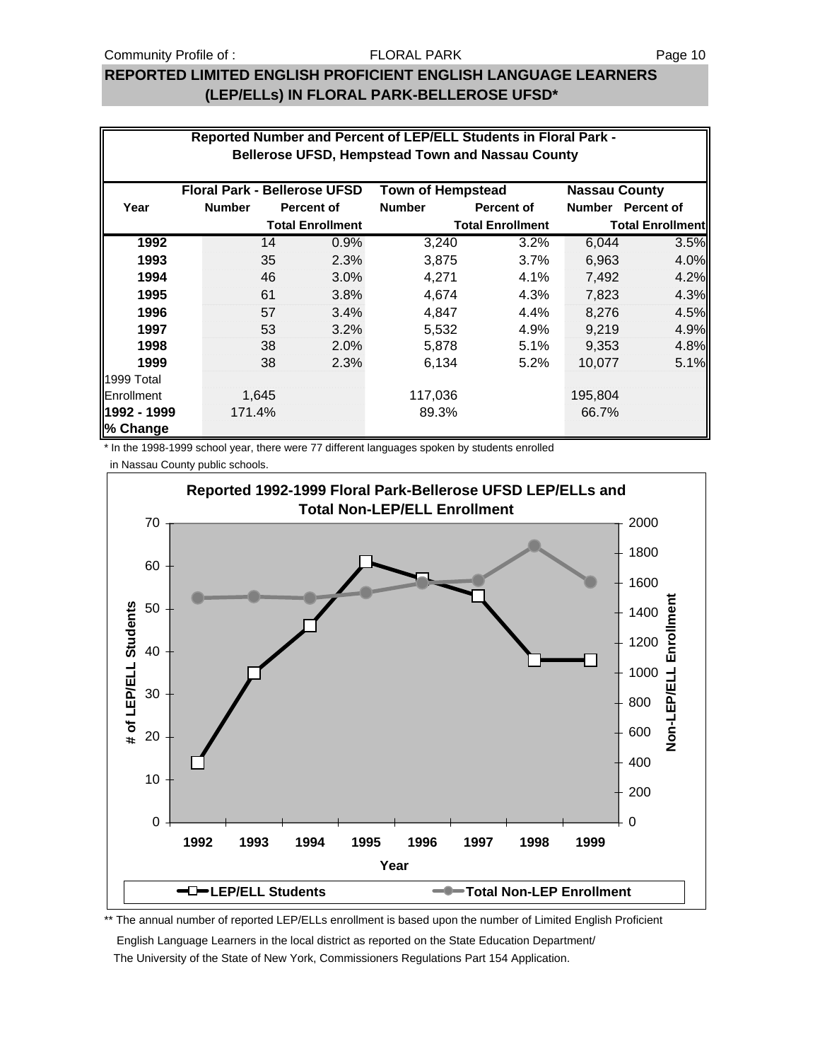# REPORTED LIMITED ENGLISH PROFICIENT ENGLISH LANGUAGE LEARNERS (LEP/ELLs) IN FLORAL PARK-BELLEROSE UFSD*

**Reported Number and Percent of LEP/ELL Students in Floral Park - Bellerose UFSD, Hempstead Town and Nassau County**

| Year | Floral Park - Bellerose UFSD | | Town of Hempstead | | Nassau County | |
|---|---|---|---|---|---|---|
| | Number | Percent of Total Enrollment | Number | Percent of Total Enrollment | Number | Percent of Total Enrollment |
| **1992** | 14 | 0.9% | 3,240 | 3.2% | 6,044 | 3.5% |
| **1993** | 35 | 2.3% | 3,875 | 3.7% | 6,963 | 4.0% |
| **1994** | 46 | 3.0% | 4,271 | 4.1% | 7,492 | 4.2% |
| **1995** | 61 | 3.8% | 4,674 | 4.3% | 7,823 | 4.3% |
| **1996** | 57 | 3.4% | 4,847 | 4.4% | 8,276 | 4.5% |
| **1997** | 53 | 3.2% | 5,532 | 4.9% | 9,219 | 4.9% |
| **1998** | 38 | 2.0% | 5,878 | 5.1% | 9,353 | 4.8% |
| **1999** | 38 | 2.3% | 6,134 | 5.2% | 10,077 | 5.1% |
| 1999 Total Enrollment | 1,645 | | 117,036 | | 195,804 | |
| **1992 - 1999 % Change** | 171.4% | | 89.3% | | 66.7% | |

\* In the 1998-1999 school year, there were 77 different languages spoken by students enrolled in Nassau County public schools.

**Reported 1992-1999 Floral Park-Bellerose UFSD LEP/ELLs and Total Non-LEP/ELL Enrollment**

| Year | LEP/ELL Students | Total Non-LEP Enrollment (approx.) |
|---|---|---|
| 1992 | 14 | ~1500 |
| 1993 | 35 | ~1510 |
| 1994 | 46 | ~1500 |
| 1995 | 61 | ~1540 |
| 1996 | 57 | ~1600 |
| 1997 | 53 | ~1620 |
| 1998 | 38 | ~1850 |
| 1999 | 38 | ~1610 |

\*\* The annual number of reported LEP/ELLs enrollment is based upon the number of Limited English Proficient English Language Learners in the local district as reported on the State Education Department/ The University of the State of New York, Commissioners Regulations Part 154 Application.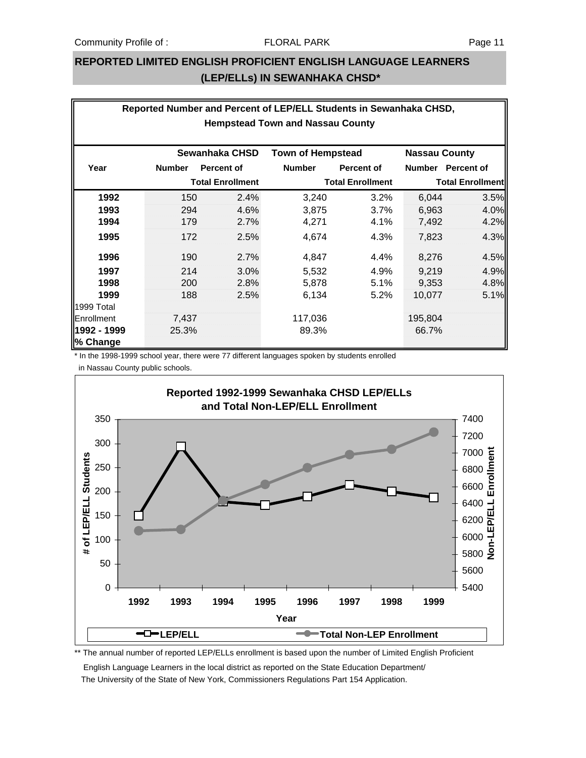## REPORTED LIMITED ENGLISH PROFICIENT ENGLISH LANGUAGE LEARNERS (LEP/ELLs) IN SEWANHAKA CHSD*

**Reported Number and Percent of LEP/ELL Students in Sewanhaka CHSD, Hempstead Town and Nassau County**

| Year | Sewanhaka CHSD | | Town of Hempstead | | Nassau County | |
|---|---|---|---|---|---|---|
| | Number | Percent of Total Enrollment | Number | Percent of Total Enrollment | Number | Percent of Total Enrollment |
| **1992** | 150 | 2.4% | 3,240 | 3.2% | 6,044 | 3.5% |
| **1993** | 294 | 4.6% | 3,875 | 3.7% | 6,963 | 4.0% |
| **1994** | 179 | 2.7% | 4,271 | 4.1% | 7,492 | 4.2% |
| **1995** | 172 | 2.5% | 4,674 | 4.3% | 7,823 | 4.3% |
| **1996** | 190 | 2.7% | 4,847 | 4.4% | 8,276 | 4.5% |
| **1997** | 214 | 3.0% | 5,532 | 4.9% | 9,219 | 4.9% |
| **1998** | 200 | 2.8% | 5,878 | 5.1% | 9,353 | 4.8% |
| **1999** | 188 | 2.5% | 6,134 | 5.2% | 10,077 | 5.1% |
| 1999 Total Enrollment | 7,437 | | 117,036 | | 195,804 | |
| **1992 - 1999 % Change** | 25.3% | | 89.3% | | 66.7% | |

* In the 1998-1999 school year, there were 77 different languages spoken by students enrolled in Nassau County public schools.

**Reported 1992-1999 Sewanhaka CHSD LEP/ELLs and Total Non-LEP/ELL Enrollment**

| Year | LEP/ELL | Total Non-LEP Enrollment (approx.) |
|---|---|---|
| 1992 | 150 | 6,085 |
| 1993 | 294 | 6,095 |
| 1994 | 179 | 6,450 |
| 1995 | 172 | 6,630 |
| 1996 | 190 | 6,800 |
| 1997 | 214 | 6,960 |
| 1998 | 200 | 7,030 |
| 1999 | 188 | 7,250 |

** The annual number of reported LEP/ELLs enrollment is based upon the number of Limited English Proficient English Language Learners in the local district as reported on the State Education Department/ The University of the State of New York, Commissioners Regulations Part 154 Application.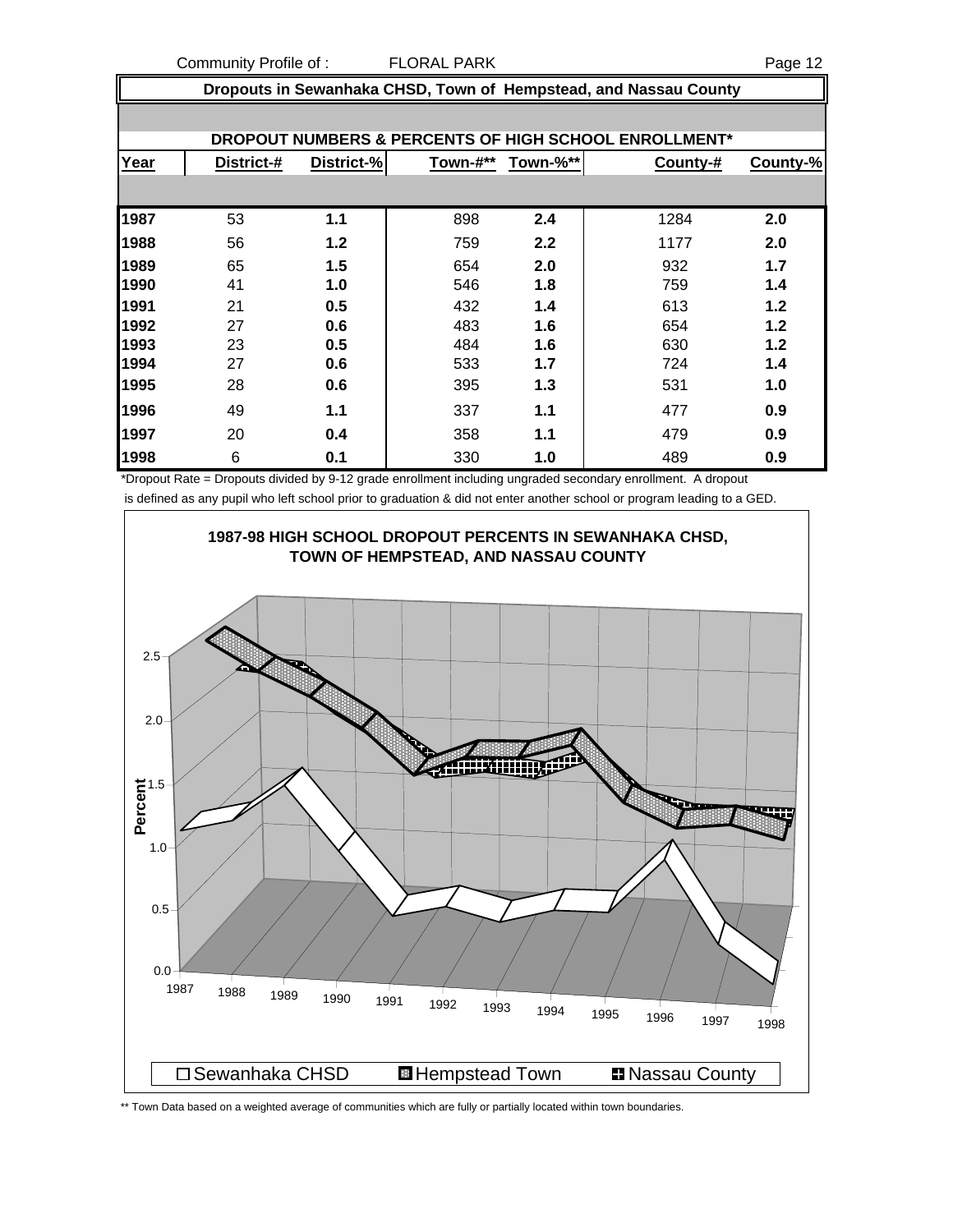## Dropouts in Sewanhaka CHSD, Town of Hempstead, and Nassau County

### DROPOUT NUMBERS & PERCENTS OF HIGH SCHOOL ENROLLMENT*

| Year | District-# | District-% | Town-#** | Town-%** | County-# | County-% |
|---|---|---|---|---|---|---|
| 1987 | 53 | **1.1** | 898 | **2.4** | 1284 | **2.0** |
| 1988 | 56 | **1.2** | 759 | **2.2** | 1177 | **2.0** |
| 1989 | 65 | **1.5** | 654 | **2.0** | 932 | **1.7** |
| 1990 | 41 | **1.0** | 546 | **1.8** | 759 | **1.4** |
| 1991 | 21 | **0.5** | 432 | **1.4** | 613 | **1.2** |
| 1992 | 27 | **0.6** | 483 | **1.6** | 654 | **1.2** |
| 1993 | 23 | **0.5** | 484 | **1.6** | 630 | **1.2** |
| 1994 | 27 | **0.6** | 533 | **1.7** | 724 | **1.4** |
| 1995 | 28 | **0.6** | 395 | **1.3** | 531 | **1.0** |
| 1996 | 49 | **1.1** | 337 | **1.1** | 477 | **0.9** |
| 1997 | 20 | **0.4** | 358 | **1.1** | 479 | **0.9** |
| 1998 | 6 | **0.1** | 330 | **1.0** | 489 | **0.9** |

*Dropout Rate = Dropouts divided by 9-12 grade enrollment including ungraded secondary enrollment. A dropout is defined as any pupil who left school prior to graduation & did not enter another school or program leading to a GED.

**1987-98 HIGH SCHOOL DROPOUT PERCENTS IN SEWANHAKA CHSD, TOWN OF HEMPSTEAD, AND NASSAU COUNTY**

** Town Data based on a weighted average of communities which are fully or partially located within town boundaries.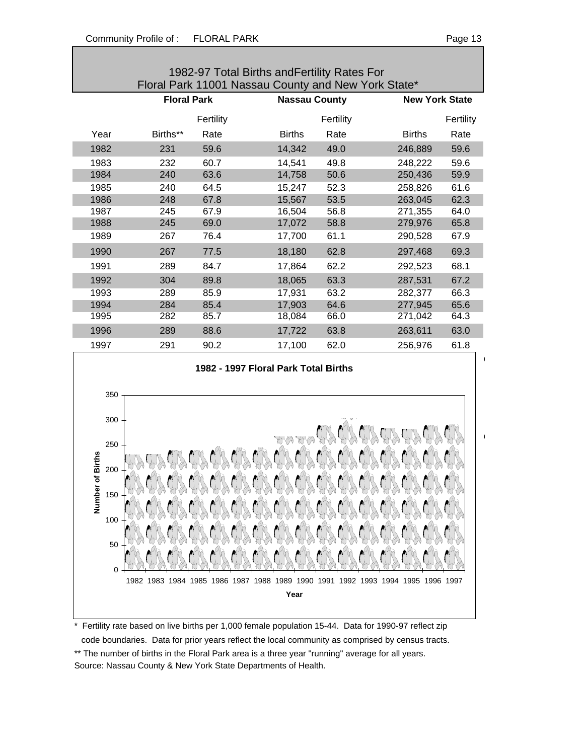## 1982-97 Total Births andFertility Rates For Floral Park 11001 Nassau County and New York State*

| | Floral Park | | Nassau County | | New York State | |
|---|---|---|---|---|---|---|
| Year | Births** | Fertility Rate | Births | Fertility Rate | Births | Fertility Rate |
| 1982 | 231 | 59.6 | 14,342 | 49.0 | 246,889 | 59.6 |
| 1983 | 232 | 60.7 | 14,541 | 49.8 | 248,222 | 59.6 |
| 1984 | 240 | 63.6 | 14,758 | 50.6 | 250,436 | 59.9 |
| 1985 | 240 | 64.5 | 15,247 | 52.3 | 258,826 | 61.6 |
| 1986 | 248 | 67.8 | 15,567 | 53.5 | 263,045 | 62.3 |
| 1987 | 245 | 67.9 | 16,504 | 56.8 | 271,355 | 64.0 |
| 1988 | 245 | 69.0 | 17,072 | 58.8 | 279,976 | 65.8 |
| 1989 | 267 | 76.4 | 17,700 | 61.1 | 290,528 | 67.9 |
| 1990 | 267 | 77.5 | 18,180 | 62.8 | 297,468 | 69.3 |
| 1991 | 289 | 84.7 | 17,864 | 62.2 | 292,523 | 68.1 |
| 1992 | 304 | 89.8 | 18,065 | 63.3 | 287,531 | 67.2 |
| 1993 | 289 | 85.9 | 17,931 | 63.2 | 282,377 | 66.3 |
| 1994 | 284 | 85.4 | 17,903 | 64.6 | 277,945 | 65.6 |
| 1995 | 282 | 85.7 | 18,084 | 66.0 | 271,042 | 64.3 |
| 1996 | 289 | 88.6 | 17,722 | 63.8 | 263,611 | 63.0 |
| 1997 | 291 | 90.2 | 17,100 | 62.0 | 256,976 | 61.8 |

**1982 - 1997 Floral Park Total Births**

\* Fertility rate based on live births per 1,000 female population 15-44. Data for 1990-97 reflect zip code boundaries. Data for prior years reflect the local community as comprised by census tracts.

\*\* The number of births in the Floral Park area is a three year "running" average for all years.

Source: Nassau County & New York State Departments of Health.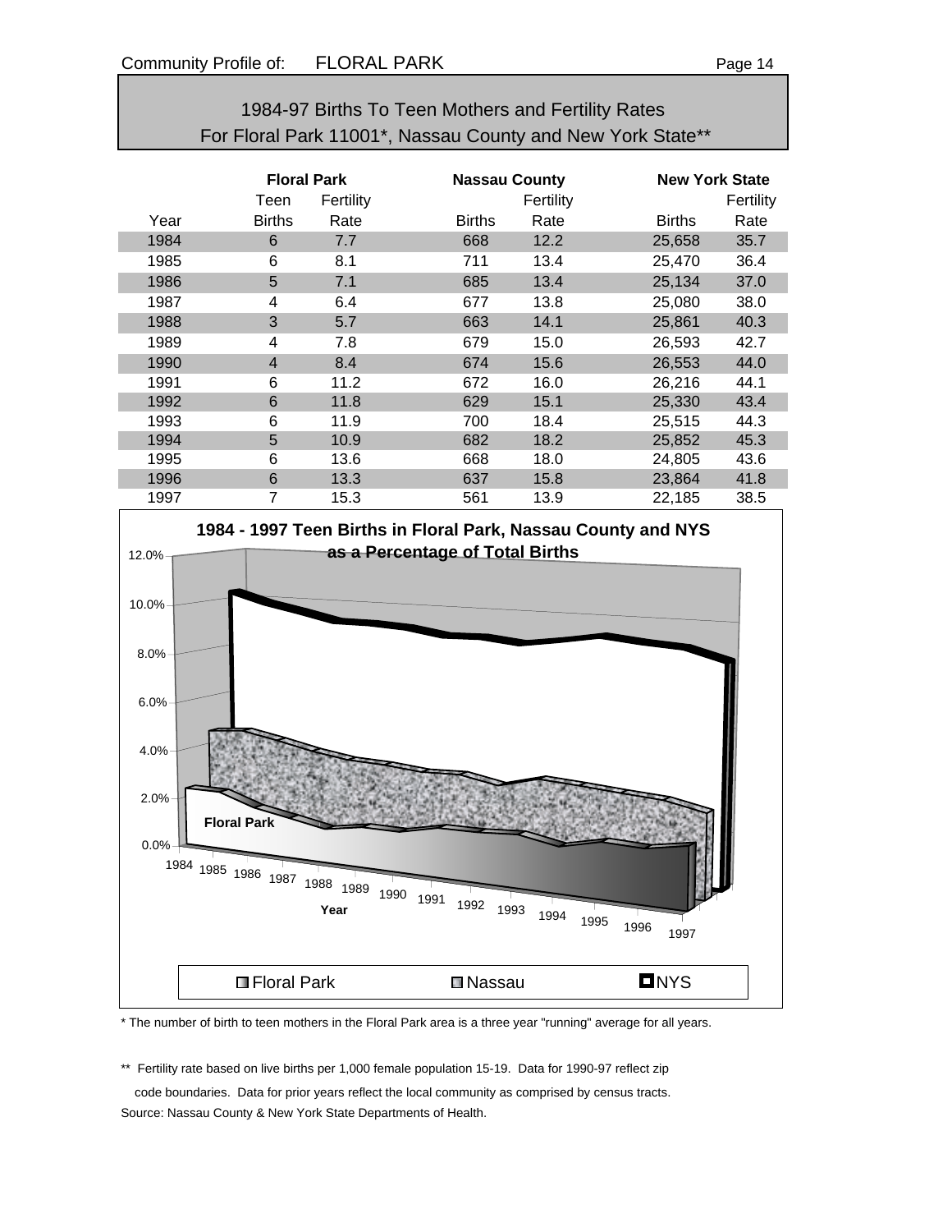## 1984-97 Births To Teen Mothers and Fertility Rates
## For Floral Park 11001*, Nassau County and New York State**

| | Floral Park | | Nassau County | | New York State | |
|---|---|---|---|---|---|---|
| Year | Teen Births | Fertility Rate | Births | Fertility Rate | Births | Fertility Rate |
| 1984 | 6 | 7.7 | 668 | 12.2 | 25,658 | 35.7 |
| 1985 | 6 | 8.1 | 711 | 13.4 | 25,470 | 36.4 |
| 1986 | 5 | 7.1 | 685 | 13.4 | 25,134 | 37.0 |
| 1987 | 4 | 6.4 | 677 | 13.8 | 25,080 | 38.0 |
| 1988 | 3 | 5.7 | 663 | 14.1 | 25,861 | 40.3 |
| 1989 | 4 | 7.8 | 679 | 15.0 | 26,593 | 42.7 |
| 1990 | 4 | 8.4 | 674 | 15.6 | 26,553 | 44.0 |
| 1991 | 6 | 11.2 | 672 | 16.0 | 26,216 | 44.1 |
| 1992 | 6 | 11.8 | 629 | 15.1 | 25,330 | 43.4 |
| 1993 | 6 | 11.9 | 700 | 18.4 | 25,515 | 44.3 |
| 1994 | 5 | 10.9 | 682 | 18.2 | 25,852 | 45.3 |
| 1995 | 6 | 13.6 | 668 | 18.0 | 24,805 | 43.6 |
| 1996 | 6 | 13.3 | 637 | 15.8 | 23,864 | 41.8 |
| 1997 | 7 | 15.3 | 561 | 13.9 | 22,185 | 38.5 |

**1984 - 1997 Teen Births in Floral Park, Nassau County and NYS as a Percentage of Total Births**

* The number of birth to teen mothers in the Floral Park area is a three year "running" average for all years.

** Fertility rate based on live births per 1,000 female population 15-19. Data for 1990-97 reflect zip code boundaries. Data for prior years reflect the local community as comprised by census tracts.

Source: Nassau County & New York State Departments of Health.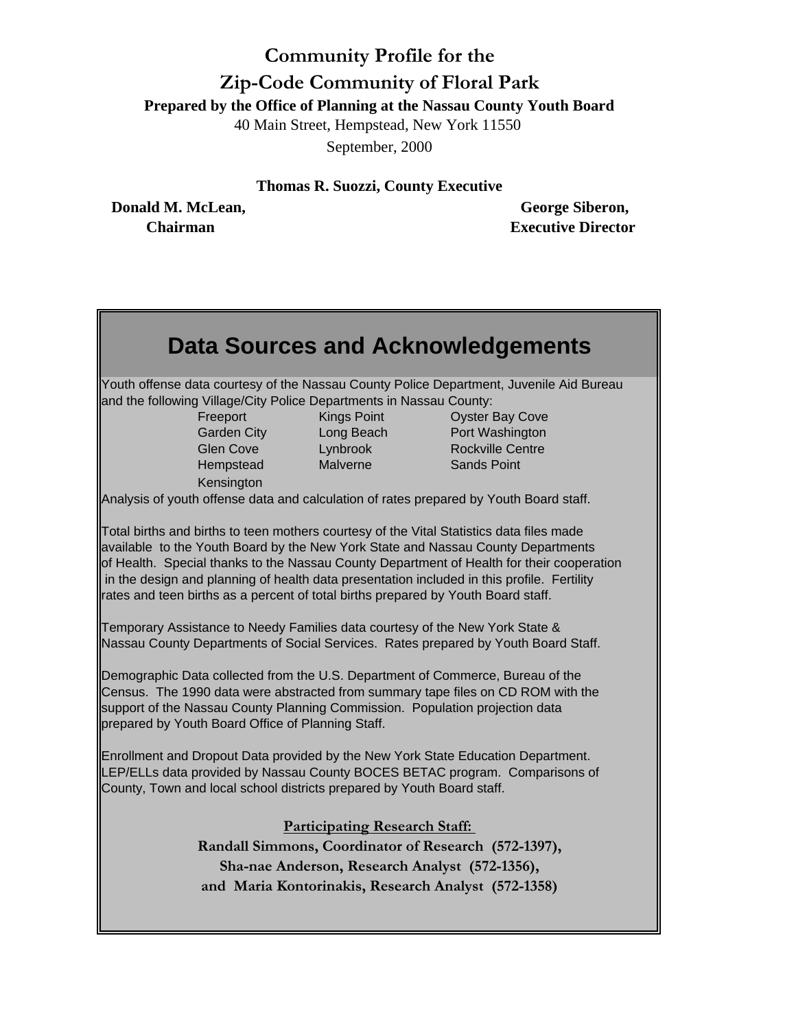# Community Profile for the
# Zip-Code Community of Floral Park

**Prepared by the Office of Planning at the Nassau County Youth Board**

40 Main Street, Hempstead, New York 11550

September, 2000

**Thomas R. Suozzi, County Executive**

**Donald M. McLean, Chairman**

**George Siberon, Executive Director**

## Data Sources and Acknowledgements

Youth offense data courtesy of the Nassau County Police Department, Juvenile Aid Bureau and the following Village/City Police Departments in Nassau County:

| | | |
|---|---|---|
| Freeport | Kings Point | Oyster Bay Cove |
| Garden City | Long Beach | Port Washington |
| Glen Cove | Lynbrook | Rockville Centre |
| Hempstead | Malverne | Sands Point |
| Kensington | | |

Analysis of youth offense data and calculation of rates prepared by Youth Board staff.

Total births and births to teen mothers courtesy of the Vital Statistics data files made available to the Youth Board by the New York State and Nassau County Departments of Health. Special thanks to the Nassau County Department of Health for their cooperation in the design and planning of health data presentation included in this profile. Fertility rates and teen births as a percent of total births prepared by Youth Board staff.

Temporary Assistance to Needy Families data courtesy of the New York State & Nassau County Departments of Social Services. Rates prepared by Youth Board Staff.

Demographic Data collected from the U.S. Department of Commerce, Bureau of the Census. The 1990 data were abstracted from summary tape files on CD ROM with the support of the Nassau County Planning Commission. Population projection data prepared by Youth Board Office of Planning Staff.

Enrollment and Dropout Data provided by the New York State Education Department. LEP/ELLs data provided by Nassau County BOCES BETAC program. Comparisons of County, Town and local school districts prepared by Youth Board staff.

**Participating Research Staff:**

**Randall Simmons, Coordinator of Research (572-1397),**
**Sha-nae Anderson, Research Analyst (572-1356),**
**and Maria Kontorinakis, Research Analyst (572-1358)**